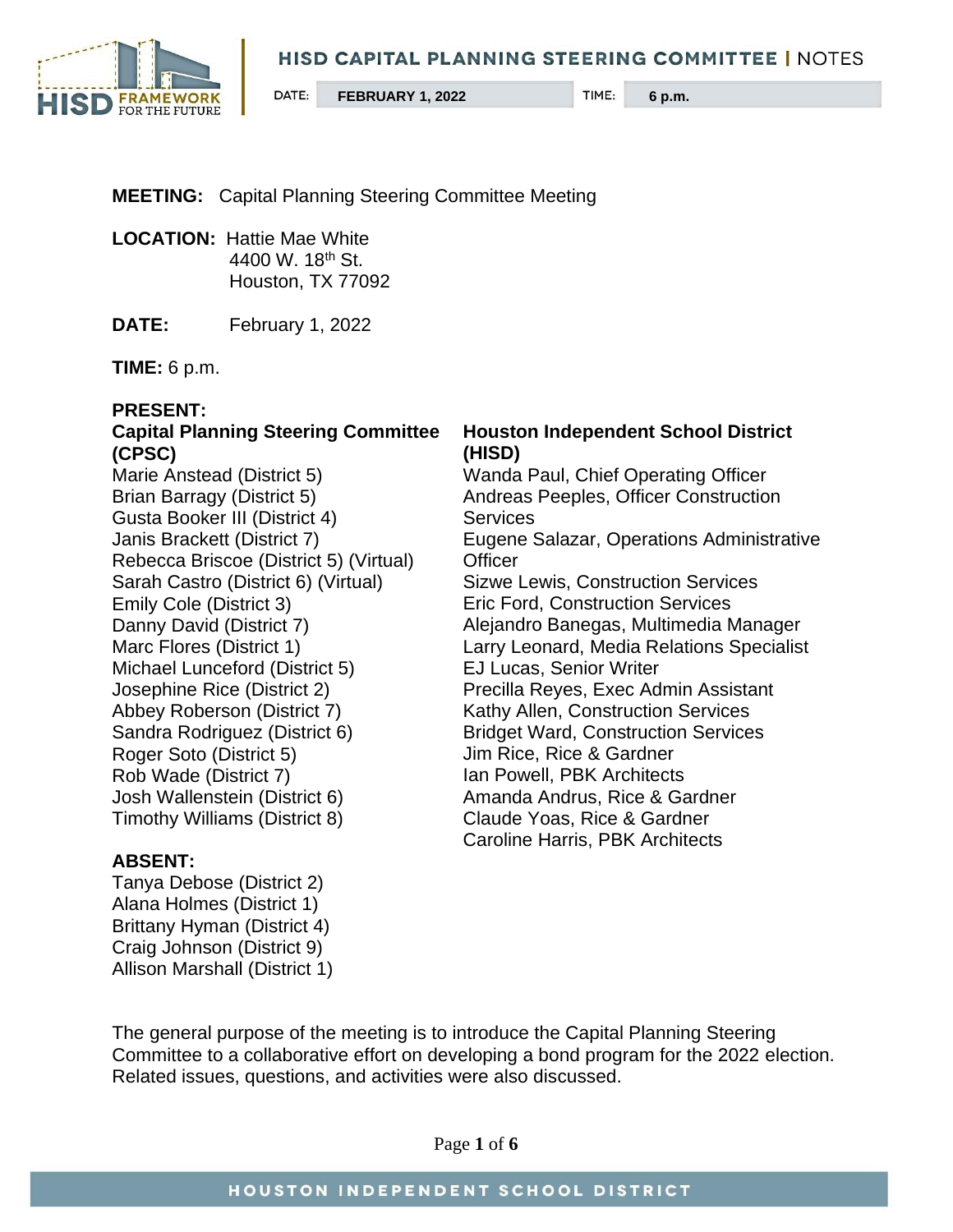# HISD CAPITAL PLANNING STEERING COMMITTEE | NOTES

DATE: **FEBRUARY 1, 2022** TIME: **6 p.m.**

**MEETING:** Capital Planning Steering Committee Meeting

**LOCATION:** Hattie Mae White
4400 W. 18th St.
Houston, TX 77092

**DATE:** February 1, 2022

**TIME:** 6 p.m.

**PRESENT:**

**Capital Planning Steering Committee (CPSC)**

Marie Anstead (District 5)
Brian Barragy (District 5)
Gusta Booker III (District 4)
Janis Brackett (District 7)
Rebecca Briscoe (District 5) (Virtual)
Sarah Castro (District 6) (Virtual)
Emily Cole (District 3)
Danny David (District 7)
Marc Flores (District 1)
Michael Lunceford (District 5)
Josephine Rice (District 2)
Abbey Roberson (District 7)
Sandra Rodriguez (District 6)
Roger Soto (District 5)
Rob Wade (District 7)
Josh Wallenstein (District 6)
Timothy Williams (District 8)

**Houston Independent School District (HISD)**

Wanda Paul, Chief Operating Officer
Andreas Peeples, Officer Construction Services
Eugene Salazar, Operations Administrative Officer
Sizwe Lewis, Construction Services
Eric Ford, Construction Services
Alejandro Banegas, Multimedia Manager
Larry Leonard, Media Relations Specialist
EJ Lucas, Senior Writer
Precilla Reyes, Exec Admin Assistant
Kathy Allen, Construction Services
Bridget Ward, Construction Services
Jim Rice, Rice & Gardner
Ian Powell, PBK Architects
Amanda Andrus, Rice & Gardner
Claude Yoas, Rice & Gardner
Caroline Harris, PBK Architects

**ABSENT:**

Tanya Debose (District 2)
Alana Holmes (District 1)
Brittany Hyman (District 4)
Craig Johnson (District 9)
Allison Marshall (District 1)

The general purpose of the meeting is to introduce the Capital Planning Steering Committee to a collaborative effort on developing a bond program for the 2022 election. Related issues, questions, and activities were also discussed.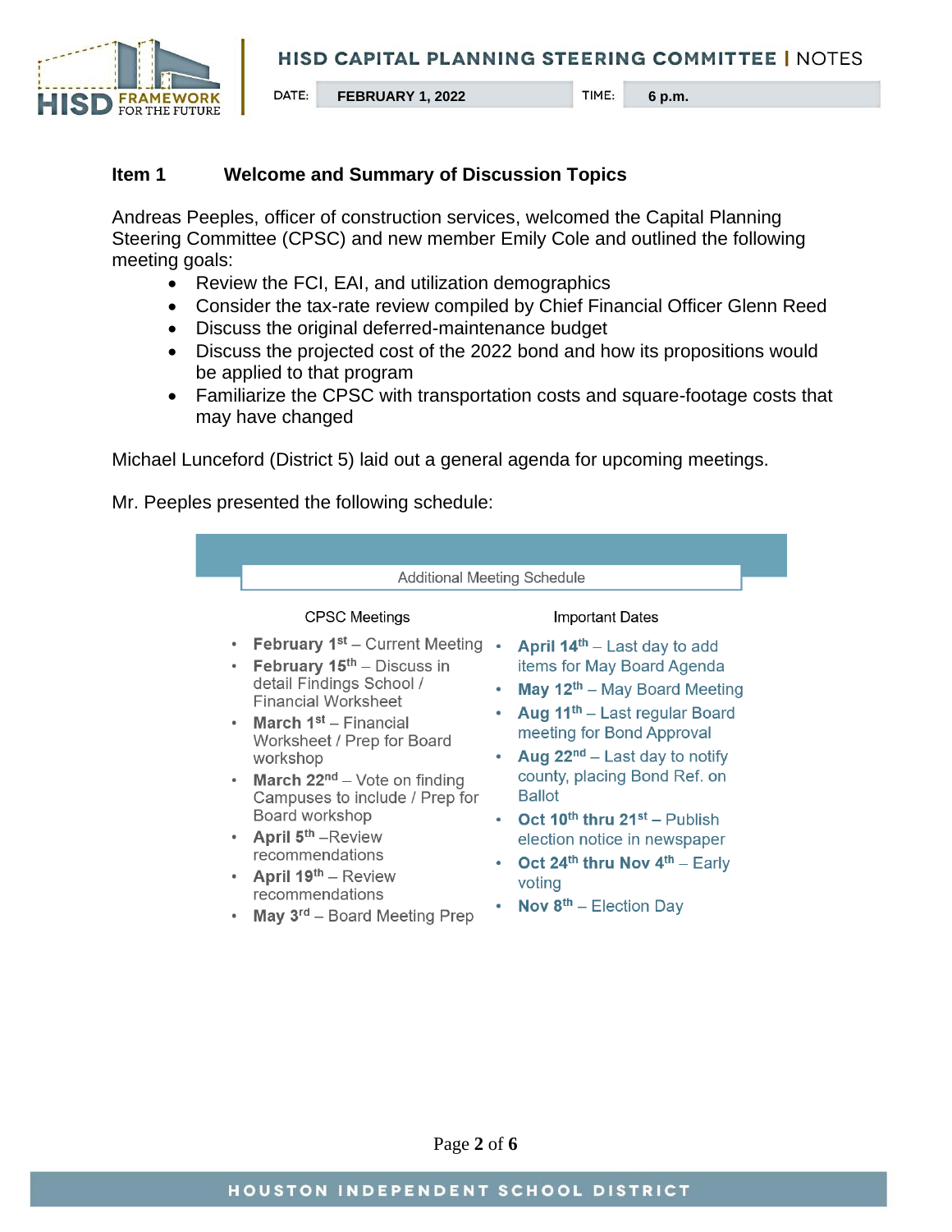**HISD CAPITAL PLANNING STEERING COMMITTEE | NOTES**

DATE: **FEBRUARY 1, 2022** TIME: **6 p.m.**

## Item 1 Welcome and Summary of Discussion Topics

Andreas Peeples, officer of construction services, welcomed the Capital Planning Steering Committee (CPSC) and new member Emily Cole and outlined the following meeting goals:

- Review the FCI, EAI, and utilization demographics
- Consider the tax-rate review compiled by Chief Financial Officer Glenn Reed
- Discuss the original deferred-maintenance budget
- Discuss the projected cost of the 2022 bond and how its propositions would be applied to that program
- Familiarize the CPSC with transportation costs and square-footage costs that may have changed

Michael Lunceford (District 5) laid out a general agenda for upcoming meetings.

Mr. Peeples presented the following schedule:

### Additional Meeting Schedule

**CPSC Meetings**

- **February 1st** – Current Meeting
- **February 15th** – Discuss in detail Findings School / Financial Worksheet
- **March 1st** – Financial Worksheet / Prep for Board workshop
- **March 22nd** – Vote on finding Campuses to include / Prep for Board workshop
- **April 5th** –Review recommendations
- **April 19th** – Review recommendations
- **May 3rd** – Board Meeting Prep

**Important Dates**

- **April 14th** – Last day to add items for May Board Agenda
- **May 12th** – May Board Meeting
- **Aug 11th** – Last regular Board meeting for Bond Approval
- **Aug 22nd** – Last day to notify county, placing Bond Ref. on Ballot
- **Oct 10th thru 21st** – Publish election notice in newspaper
- **Oct 24th thru Nov 4th** – Early voting
- **Nov 8th** – Election Day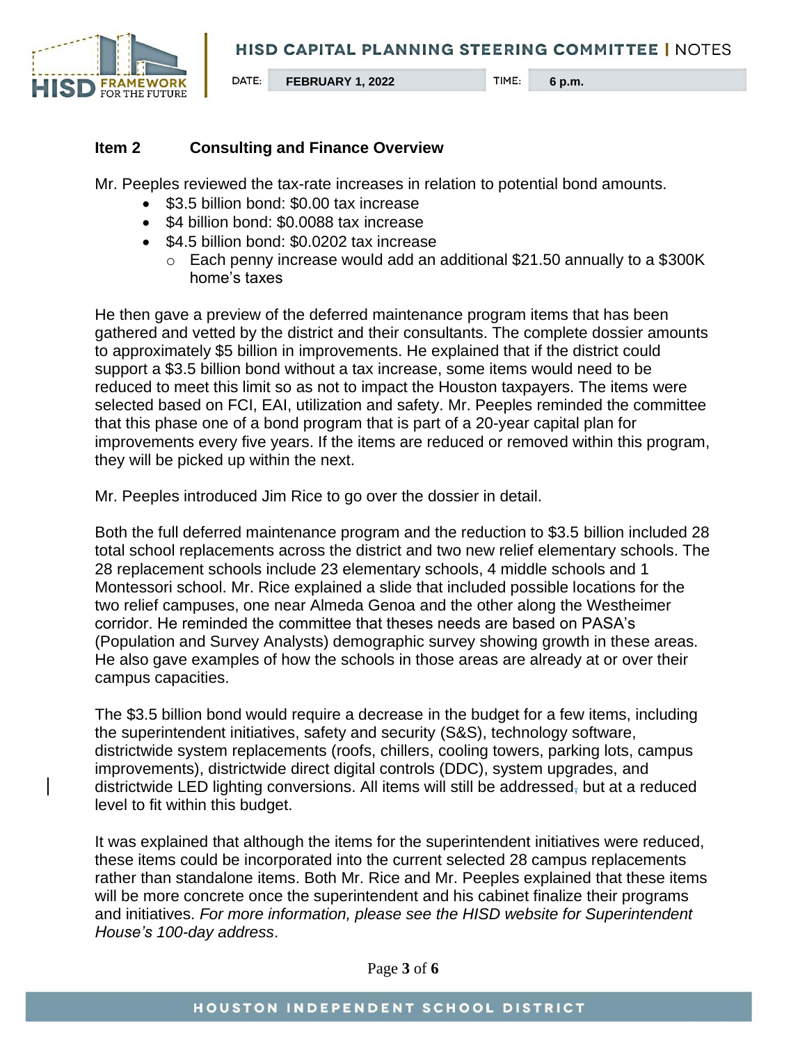### Item 2 Consulting and Finance Overview

Mr. Peeples reviewed the tax-rate increases in relation to potential bond amounts.

- $3.5 billion bond: $0.00 tax increase
- $4 billion bond: $0.0088 tax increase
- $4.5 billion bond: $0.0202 tax increase
  - Each penny increase would add an additional $21.50 annually to a $300K home's taxes

He then gave a preview of the deferred maintenance program items that has been gathered and vetted by the district and their consultants. The complete dossier amounts to approximately $5 billion in improvements. He explained that if the district could support a $3.5 billion bond without a tax increase, some items would need to be reduced to meet this limit so as not to impact the Houston taxpayers. The items were selected based on FCI, EAI, utilization and safety. Mr. Peeples reminded the committee that this phase one of a bond program that is part of a 20-year capital plan for improvements every five years. If the items are reduced or removed within this program, they will be picked up within the next.

Mr. Peeples introduced Jim Rice to go over the dossier in detail.

Both the full deferred maintenance program and the reduction to $3.5 billion included 28 total school replacements across the district and two new relief elementary schools. The 28 replacement schools include 23 elementary schools, 4 middle schools and 1 Montessori school. Mr. Rice explained a slide that included possible locations for the two relief campuses, one near Almeda Genoa and the other along the Westheimer corridor. He reminded the committee that theses needs are based on PASA's (Population and Survey Analysts) demographic survey showing growth in these areas. He also gave examples of how the schools in those areas are already at or over their campus capacities.

The $3.5 billion bond would require a decrease in the budget for a few items, including the superintendent initiatives, safety and security (S&S), technology software, districtwide system replacements (roofs, chillers, cooling towers, parking lots, campus improvements), districtwide direct digital controls (DDC), system upgrades, and districtwide LED lighting conversions. All items will still be addressed, but at a reduced level to fit within this budget.

It was explained that although the items for the superintendent initiatives were reduced, these items could be incorporated into the current selected 28 campus replacements rather than standalone items. Both Mr. Rice and Mr. Peeples explained that these items will be more concrete once the superintendent and his cabinet finalize their programs and initiatives. *For more information, please see the HISD website for Superintendent House's 100-day address*.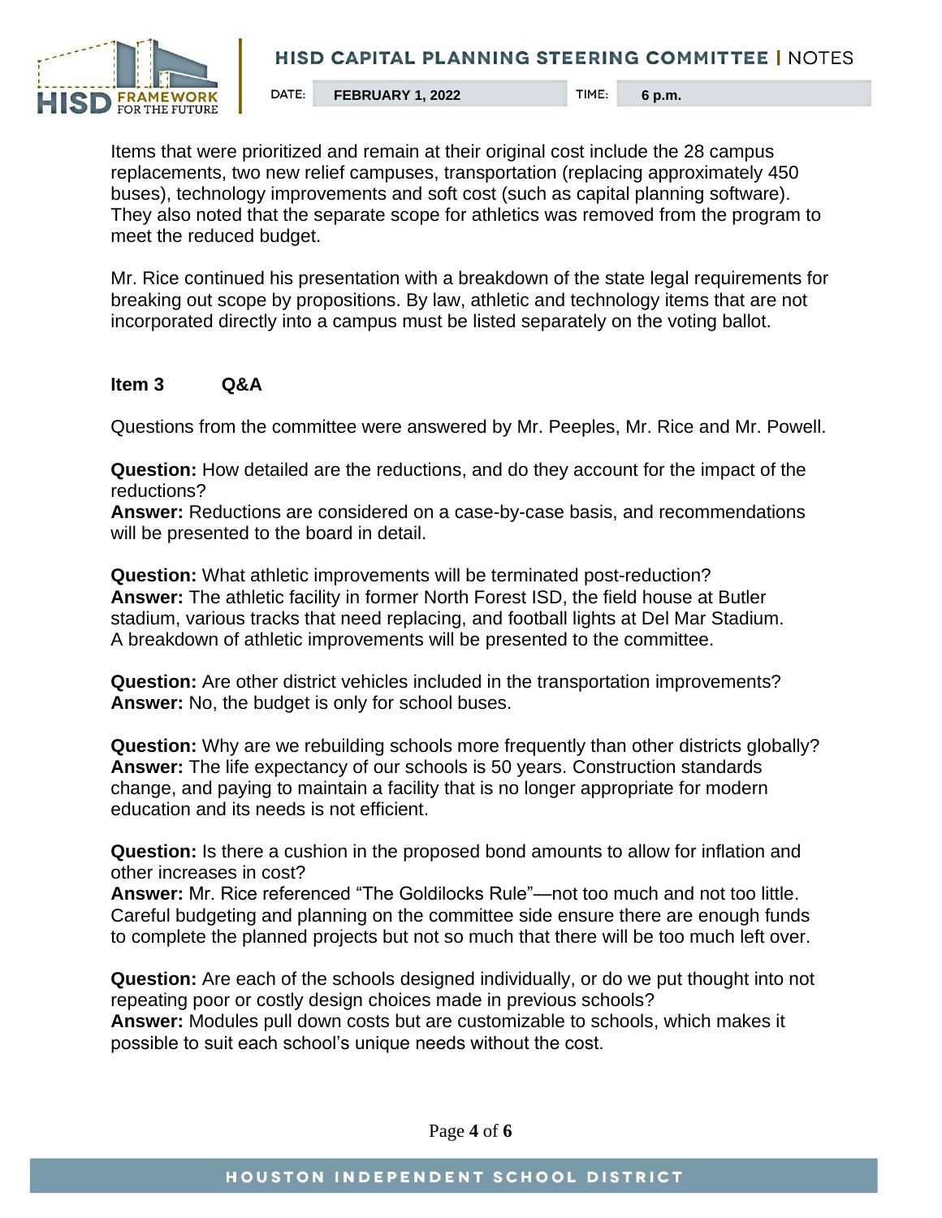Items that were prioritized and remain at their original cost include the 28 campus replacements, two new relief campuses, transportation (replacing approximately 450 buses), technology improvements and soft cost (such as capital planning software). They also noted that the separate scope for athletics was removed from the program to meet the reduced budget.

Mr. Rice continued his presentation with a breakdown of the state legal requirements for breaking out scope by propositions. By law, athletic and technology items that are not incorporated directly into a campus must be listed separately on the voting ballot.

**Item 3 Q&A**

Questions from the committee were answered by Mr. Peeples, Mr. Rice and Mr. Powell.

**Question:** How detailed are the reductions, and do they account for the impact of the reductions?
**Answer:** Reductions are considered on a case-by-case basis, and recommendations will be presented to the board in detail.

**Question:** What athletic improvements will be terminated post-reduction?
**Answer:** The athletic facility in former North Forest ISD, the field house at Butler stadium, various tracks that need replacing, and football lights at Del Mar Stadium. A breakdown of athletic improvements will be presented to the committee.

**Question:** Are other district vehicles included in the transportation improvements?
**Answer:** No, the budget is only for school buses.

**Question:** Why are we rebuilding schools more frequently than other districts globally?
**Answer:** The life expectancy of our schools is 50 years. Construction standards change, and paying to maintain a facility that is no longer appropriate for modern education and its needs is not efficient.

**Question:** Is there a cushion in the proposed bond amounts to allow for inflation and other increases in cost?
**Answer:** Mr. Rice referenced "The Goldilocks Rule"—not too much and not too little. Careful budgeting and planning on the committee side ensure there are enough funds to complete the planned projects but not so much that there will be too much left over.

**Question:** Are each of the schools designed individually, or do we put thought into not repeating poor or costly design choices made in previous schools?
**Answer:** Modules pull down costs but are customizable to schools, which makes it possible to suit each school's unique needs without the cost.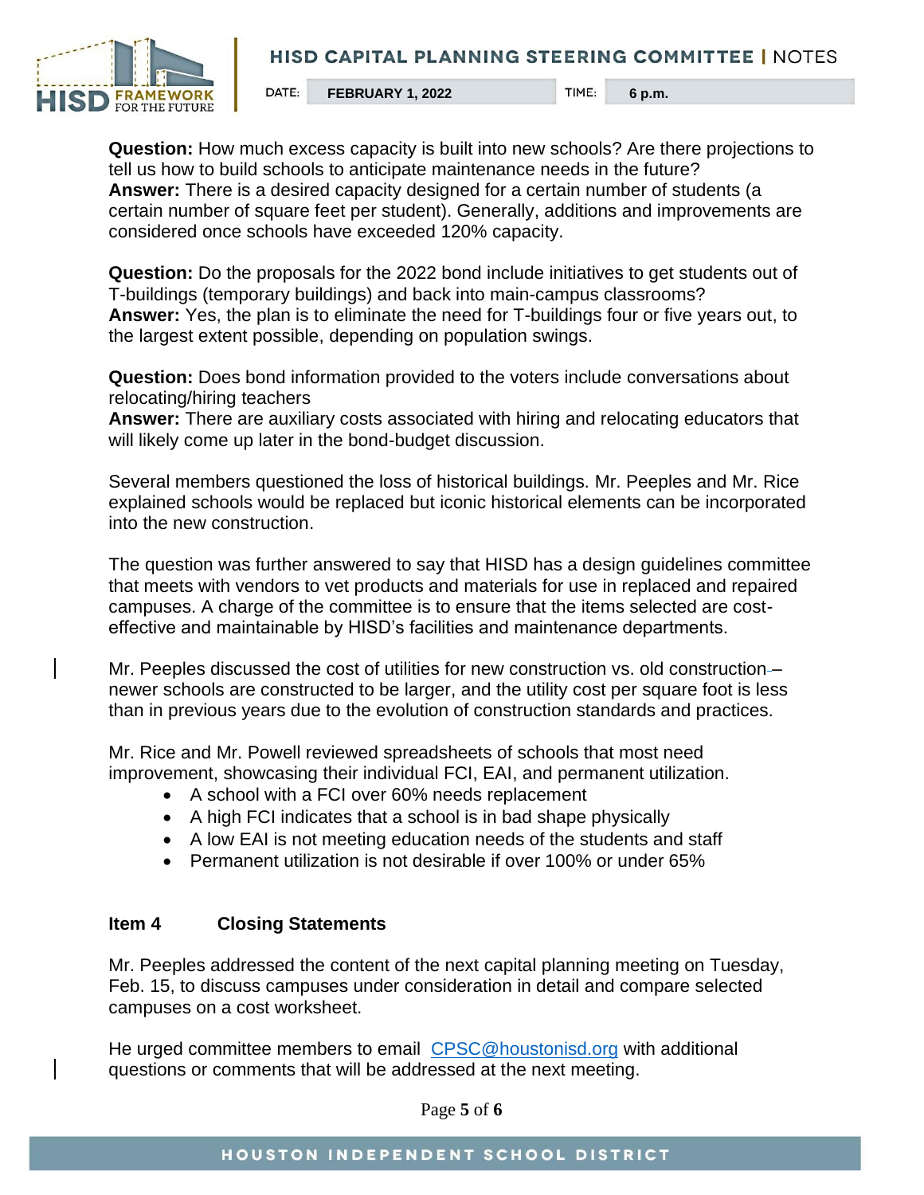**Question:** How much excess capacity is built into new schools? Are there projections to tell us how to build schools to anticipate maintenance needs in the future?
**Answer:** There is a desired capacity designed for a certain number of students (a certain number of square feet per student). Generally, additions and improvements are considered once schools have exceeded 120% capacity.

**Question:** Do the proposals for the 2022 bond include initiatives to get students out of T-buildings (temporary buildings) and back into main-campus classrooms?
**Answer:** Yes, the plan is to eliminate the need for T-buildings four or five years out, to the largest extent possible, depending on population swings.

**Question:** Does bond information provided to the voters include conversations about relocating/hiring teachers
**Answer:** There are auxiliary costs associated with hiring and relocating educators that will likely come up later in the bond-budget discussion.

Several members questioned the loss of historical buildings. Mr. Peeples and Mr. Rice explained schools would be replaced but iconic historical elements can be incorporated into the new construction.

The question was further answered to say that HISD has a design guidelines committee that meets with vendors to vet products and materials for use in replaced and repaired campuses. A charge of the committee is to ensure that the items selected are cost-effective and maintainable by HISD's facilities and maintenance departments.

Mr. Peeples discussed the cost of utilities for new construction vs. old construction – newer schools are constructed to be larger, and the utility cost per square foot is less than in previous years due to the evolution of construction standards and practices.

Mr. Rice and Mr. Powell reviewed spreadsheets of schools that most need improvement, showcasing their individual FCI, EAI, and permanent utilization.

- A school with a FCI over 60% needs replacement
- A high FCI indicates that a school is in bad shape physically
- A low EAI is not meeting education needs of the students and staff
- Permanent utilization is not desirable if over 100% or under 65%

## Item 4 Closing Statements

Mr. Peeples addressed the content of the next capital planning meeting on Tuesday, Feb. 15, to discuss campuses under consideration in detail and compare selected campuses on a cost worksheet.

He urged committee members to email CPSC@houstonisd.org with additional questions or comments that will be addressed at the next meeting.